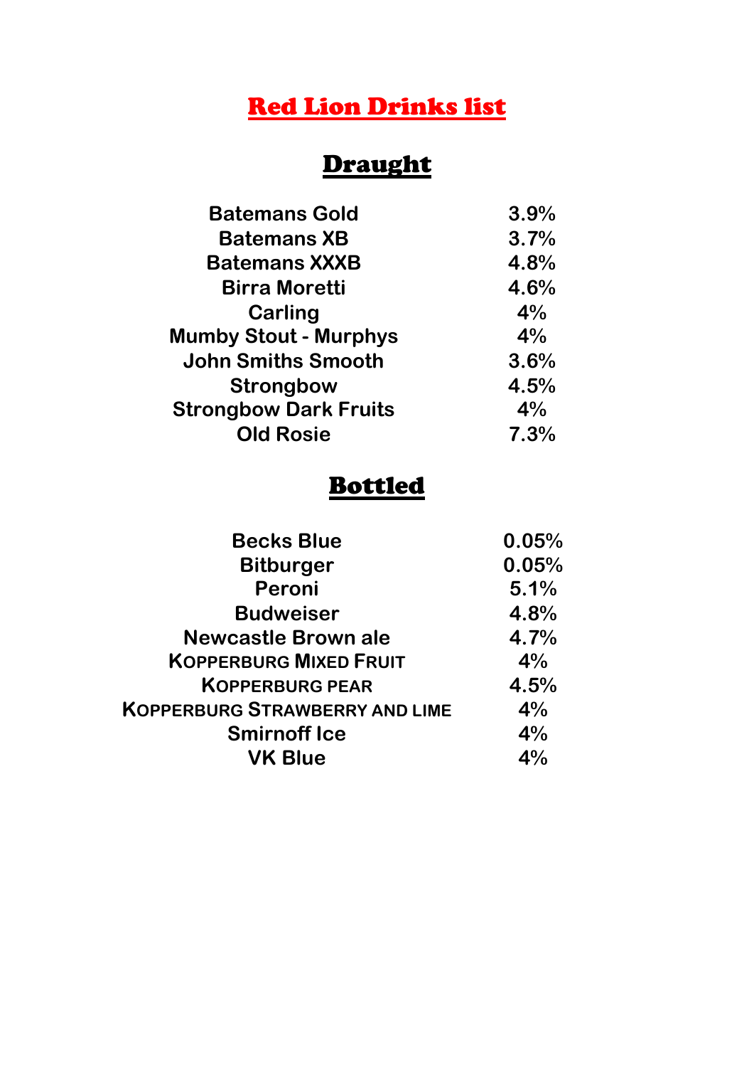# Red Lion Drinks list

## Draught

| | |
|---|---|
| Batemans Gold | 3.9% |
| Batemans XB | 3.7% |
| Batemans XXXB | 4.8% |
| Birra Moretti | 4.6% |
| Carling | 4% |
| Mumby Stout - Murphys | 4% |
| John Smiths Smooth | 3.6% |
| Strongbow | 4.5% |
| Strongbow Dark Fruits | 4% |
| Old Rosie | 7.3% |

## Bottled

| | |
|---|---|
| Becks Blue | 0.05% |
| Bitburger | 0.05% |
| Peroni | 5.1% |
| Budweiser | 4.8% |
| Newcastle Brown ale | 4.7% |
| Kopperburg Mixed Fruit | 4% |
| Kopperburg pear | 4.5% |
| Kopperburg Strawberry and lime | 4% |
| Smirnoff Ice | 4% |
| VK Blue | 4% |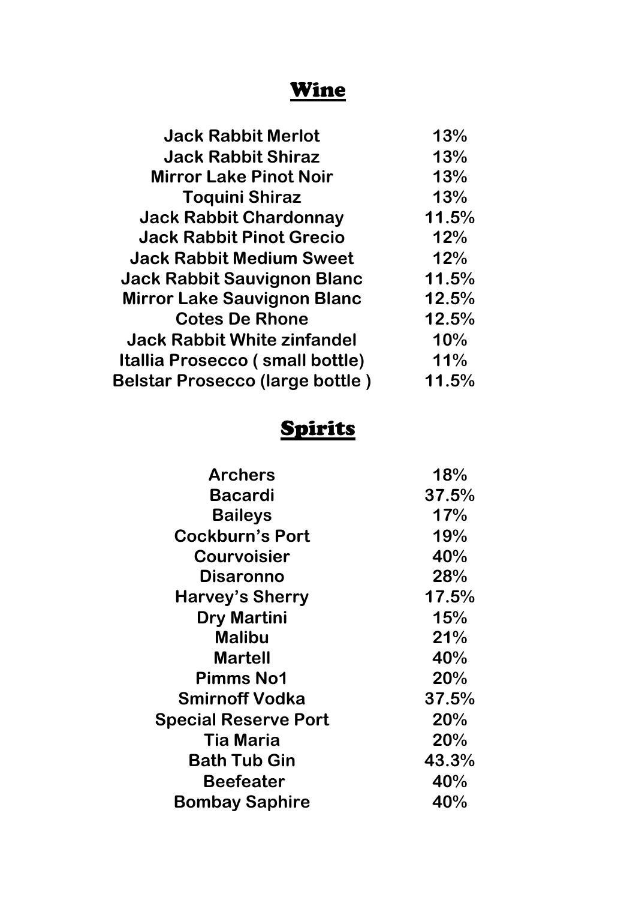# Wine

| | |
|---|---|
| Jack Rabbit Merlot | 13% |
| Jack Rabbit Shiraz | 13% |
| Mirror Lake Pinot Noir | 13% |
| Toquini Shiraz | 13% |
| Jack Rabbit Chardonnay | 11.5% |
| Jack Rabbit Pinot Grecio | 12% |
| Jack Rabbit Medium Sweet | 12% |
| Jack Rabbit Sauvignon Blanc | 11.5% |
| Mirror Lake Sauvignon Blanc | 12.5% |
| Cotes De Rhone | 12.5% |
| Jack Rabbit White zinfandel | 10% |
| Itallia Prosecco ( small bottle) | 11% |
| Belstar Prosecco (large bottle ) | 11.5% |

# Spirits

| | |
|---|---|
| Archers | 18% |
| Bacardi | 37.5% |
| Baileys | 17% |
| Cockburn's Port | 19% |
| Courvoisier | 40% |
| Disaronno | 28% |
| Harvey's Sherry | 17.5% |
| Dry Martini | 15% |
| Malibu | 21% |
| Martell | 40% |
| Pimms No1 | 20% |
| Smirnoff Vodka | 37.5% |
| Special Reserve Port | 20% |
| Tia Maria | 20% |
| Bath Tub Gin | 43.3% |
| Beefeater | 40% |
| Bombay Saphire | 40% |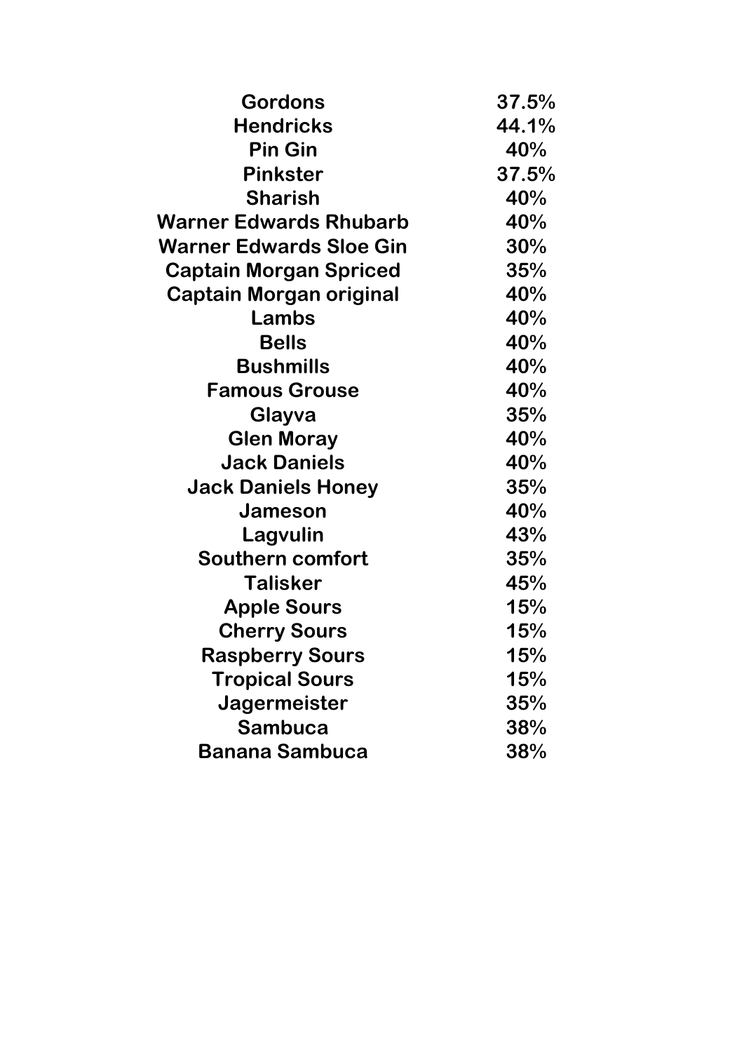| | |
|---|---|
| **Gordons** | **37.5%** |
| **Hendricks** | **44.1%** |
| **Pin Gin** | **40%** |
| **Pinkster** | **37.5%** |
| **Sharish** | **40%** |
| **Warner Edwards Rhubarb** | **40%** |
| **Warner Edwards Sloe Gin** | **30%** |
| **Captain Morgan Spriced** | **35%** |
| **Captain Morgan original** | **40%** |
| **Lambs** | **40%** |
| **Bells** | **40%** |
| **Bushmills** | **40%** |
| **Famous Grouse** | **40%** |
| **Glayva** | **35%** |
| **Glen Moray** | **40%** |
| **Jack Daniels** | **40%** |
| **Jack Daniels Honey** | **35%** |
| **Jameson** | **40%** |
| **Lagvulin** | **43%** |
| **Southern comfort** | **35%** |
| **Talisker** | **45%** |
| **Apple Sours** | **15%** |
| **Cherry Sours** | **15%** |
| **Raspberry Sours** | **15%** |
| **Tropical Sours** | **15%** |
| **Jagermeister** | **35%** |
| **Sambuca** | **38%** |
| **Banana Sambuca** | **38%** |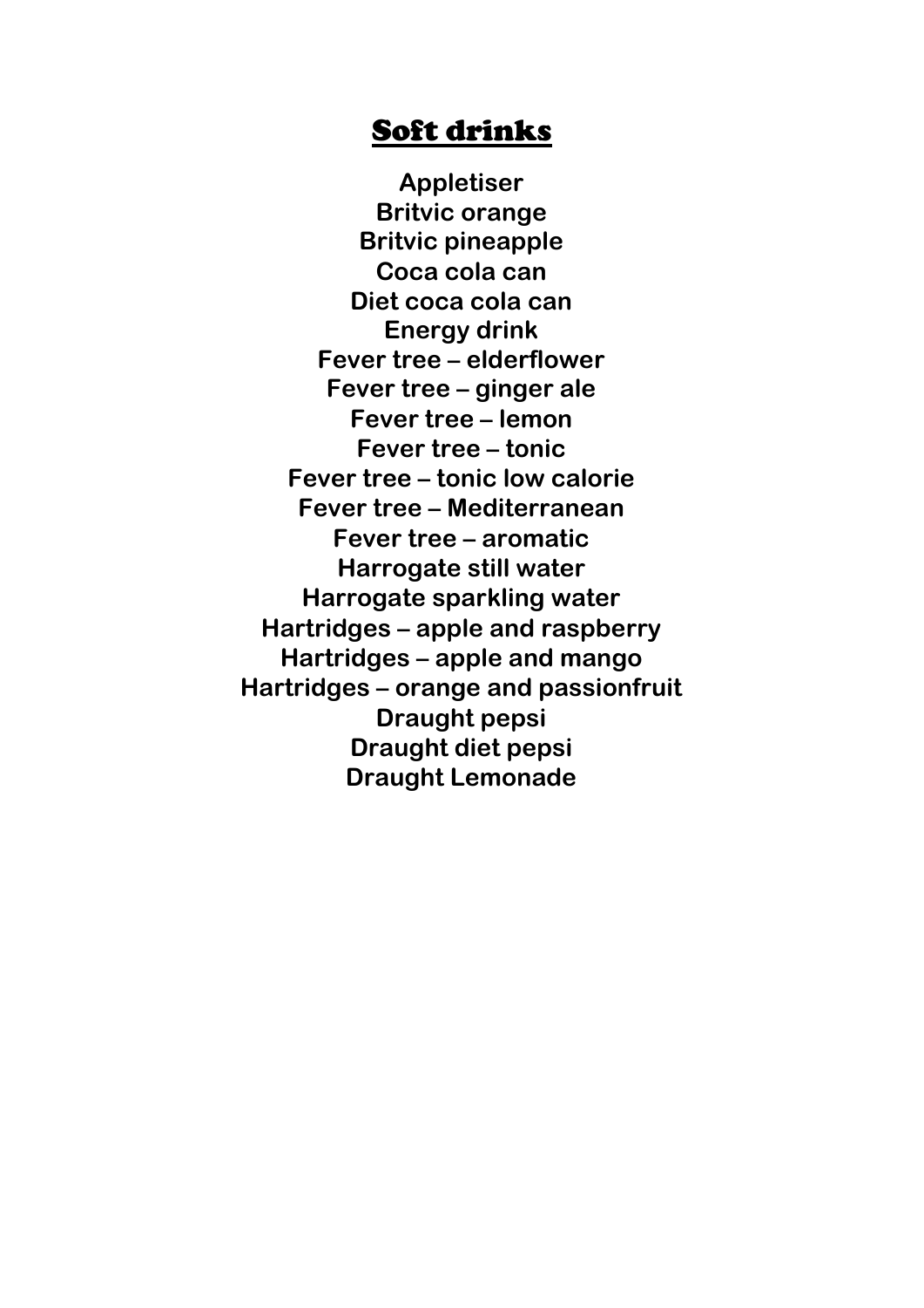# Soft drinks

**Appletiser**
**Britvic orange**
**Britvic pineapple**
**Coca cola can**
**Diet coca cola can**
**Energy drink**
**Fever tree – elderflower**
**Fever tree – ginger ale**
**Fever tree – lemon**
**Fever tree – tonic**
**Fever tree – tonic low calorie**
**Fever tree – Mediterranean**
**Fever tree – aromatic**
**Harrogate still water**
**Harrogate sparkling water**
**Hartridges – apple and raspberry**
**Hartridges – apple and mango**
**Hartridges – orange and passionfruit**
**Draught pepsi**
**Draught diet pepsi**
**Draught Lemonade**